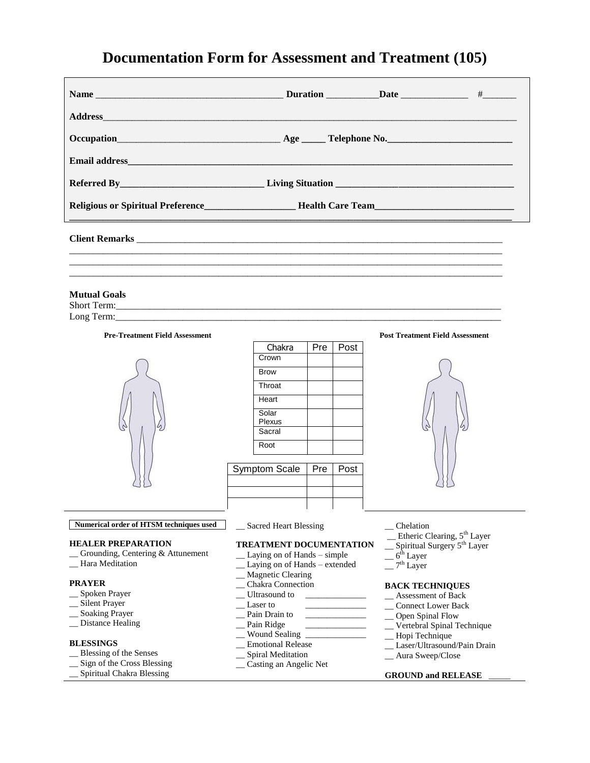# Documentation Form for Assessment and Treatment (105)

**Name** ______________________________________ **Duration** ___________ **Date** ______________ #_______

**Address**___________________________________________________________________________________

**Occupation**_________________________________ **Age** _____ **Telephone No.**__________________________

**Email address**_______________________________________________________________________________

**Referred By**______________________________ **Living Situation** ______________________________________

**Religious or Spiritual Preference**___________________ **Health Care Team**_____________________________
_____________________________________________________________________________________________

**Client Remarks** _______________________________________________________________________________
_____________________________________________________________________________________________
_____________________________________________________________________________________________
_____________________________________________________________________________________________

**Mutual Goals**
Short Term:___________________________________________________________________________________
Long Term:____________________________________________________________________________________

**Pre-Treatment Field Assessment**

| Chakra | Pre | Post |
|---|---|---|
| Crown | | |
| Brow | | |
| Throat | | |
| Heart | | |
| Solar Plexus | | |
| Sacral | | |
| Root | | |

| Symptom Scale | Pre | Post |
|---|---|---|
| | | |
| | | |
| | | |

**Post Treatment Field Assessment**

**Numerical order of HTSM techniques used**

**HEALER PREPARATION**
__ Grounding, Centering & Attunement
__ Hara Meditation

**PRAYER**
__ Spoken Prayer
__ Silent Prayer
__ Soaking Prayer
__ Distance Healing

**BLESSINGS**
__ Blessing of the Senses
__ Sign of the Cross Blessing
__ Spiritual Chakra Blessing
__ Sacred Heart Blessing

**TREATMENT DOCUMENTATION**
__ Laying on of Hands – simple
__ Laying on of Hands – extended
__ Magnetic Clearing
__ Chakra Connection
__ Ultrasound to ______________
__ Laser to ______________
__ Pain Drain to ______________
__ Pain Ridge ______________
__ Wound Sealing ______________
__ Emotional Release
__ Spiral Meditation
__ Casting an Angelic Net
__ Chelation
__ Etheric Clearing, 5th Layer
__ Spiritual Surgery 5th Layer
__ 6th Layer
__ 7th Layer

**BACK TECHNIQUES**
__ Assessment of Back
__ Connect Lower Back
__ Open Spinal Flow
__ Vertebral Spinal Technique
__ Hopi Technique
__ Laser/Ultrasound/Pain Drain
__ Aura Sweep/Close

**GROUND and RELEASE** _____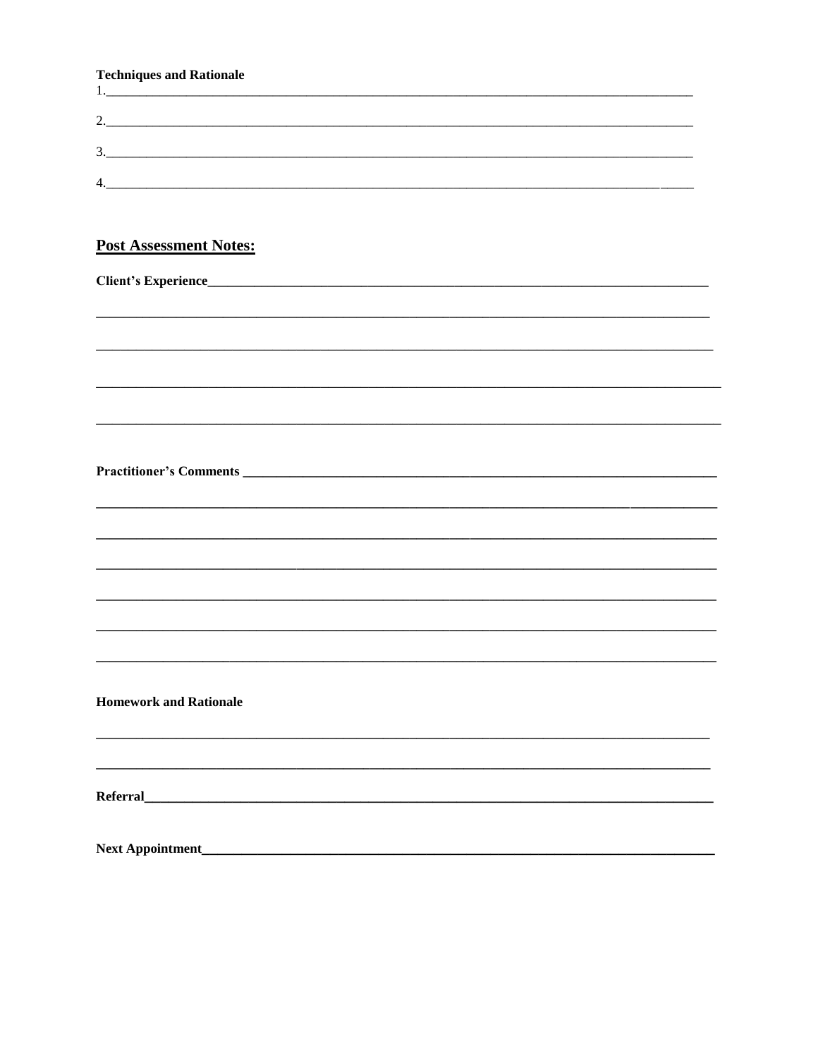**Techniques and Rationale**

1.\_\_\_\_\_\_\_\_\_\_\_\_\_\_\_\_\_\_\_\_\_\_\_\_\_\_\_\_\_\_\_\_\_\_\_\_\_\_\_\_\_\_\_\_\_\_\_\_\_\_\_\_\_\_\_\_\_\_\_\_\_\_\_\_\_\_\_\_\_\_\_\_\_\_\_\_\_\_

2.\_\_\_\_\_\_\_\_\_\_\_\_\_\_\_\_\_\_\_\_\_\_\_\_\_\_\_\_\_\_\_\_\_\_\_\_\_\_\_\_\_\_\_\_\_\_\_\_\_\_\_\_\_\_\_\_\_\_\_\_\_\_\_\_\_\_\_\_\_\_\_\_\_\_\_\_\_\_

3.\_\_\_\_\_\_\_\_\_\_\_\_\_\_\_\_\_\_\_\_\_\_\_\_\_\_\_\_\_\_\_\_\_\_\_\_\_\_\_\_\_\_\_\_\_\_\_\_\_\_\_\_\_\_\_\_\_\_\_\_\_\_\_\_\_\_\_\_\_\_\_\_\_\_\_\_\_\_

4.\_\_\_\_\_\_\_\_\_\_\_\_\_\_\_\_\_\_\_\_\_\_\_\_\_\_\_\_\_\_\_\_\_\_\_\_\_\_\_\_\_\_\_\_\_\_\_\_\_\_\_\_\_\_\_\_\_\_\_\_\_\_\_\_\_\_\_\_\_\_\_\_\_\_\_\_\_\_

## Post Assessment Notes:

**Client's Experience**\_\_\_\_\_\_\_\_\_\_\_\_\_\_\_\_\_\_\_\_\_\_\_\_\_\_\_\_\_\_\_\_\_\_\_\_\_\_\_\_\_\_\_\_\_\_\_\_\_\_\_\_\_\_\_\_\_\_\_\_\_\_

\_\_\_\_\_\_\_\_\_\_\_\_\_\_\_\_\_\_\_\_\_\_\_\_\_\_\_\_\_\_\_\_\_\_\_\_\_\_\_\_\_\_\_\_\_\_\_\_\_\_\_\_\_\_\_\_\_\_\_\_\_\_\_\_\_\_\_\_\_\_\_\_\_\_\_\_\_\_

\_\_\_\_\_\_\_\_\_\_\_\_\_\_\_\_\_\_\_\_\_\_\_\_\_\_\_\_\_\_\_\_\_\_\_\_\_\_\_\_\_\_\_\_\_\_\_\_\_\_\_\_\_\_\_\_\_\_\_\_\_\_\_\_\_\_\_\_\_\_\_\_\_\_\_\_\_\_

\_\_\_\_\_\_\_\_\_\_\_\_\_\_\_\_\_\_\_\_\_\_\_\_\_\_\_\_\_\_\_\_\_\_\_\_\_\_\_\_\_\_\_\_\_\_\_\_\_\_\_\_\_\_\_\_\_\_\_\_\_\_\_\_\_\_\_\_\_\_\_\_\_\_\_\_\_\_

\_\_\_\_\_\_\_\_\_\_\_\_\_\_\_\_\_\_\_\_\_\_\_\_\_\_\_\_\_\_\_\_\_\_\_\_\_\_\_\_\_\_\_\_\_\_\_\_\_\_\_\_\_\_\_\_\_\_\_\_\_\_\_\_\_\_\_\_\_\_\_\_\_\_\_\_\_\_

**Practitioner's Comments** \_\_\_\_\_\_\_\_\_\_\_\_\_\_\_\_\_\_\_\_\_\_\_\_\_\_\_\_\_\_\_\_\_\_\_\_\_\_\_\_\_\_\_\_\_\_\_\_\_\_\_\_\_\_\_\_\_\_

\_\_\_\_\_\_\_\_\_\_\_\_\_\_\_\_\_\_\_\_\_\_\_\_\_\_\_\_\_\_\_\_\_\_\_\_\_\_\_\_\_\_\_\_\_\_\_\_\_\_\_\_\_\_\_\_\_\_\_\_\_\_\_\_\_\_\_\_\_\_\_\_\_\_\_\_\_\_

\_\_\_\_\_\_\_\_\_\_\_\_\_\_\_\_\_\_\_\_\_\_\_\_\_\_\_\_\_\_\_\_\_\_\_\_\_\_\_\_\_\_\_\_\_\_\_\_\_\_\_\_\_\_\_\_\_\_\_\_\_\_\_\_\_\_\_\_\_\_\_\_\_\_\_\_\_\_

\_\_\_\_\_\_\_\_\_\_\_\_\_\_\_\_\_\_\_\_\_\_\_\_\_\_\_\_\_\_\_\_\_\_\_\_\_\_\_\_\_\_\_\_\_\_\_\_\_\_\_\_\_\_\_\_\_\_\_\_\_\_\_\_\_\_\_\_\_\_\_\_\_\_\_\_\_\_

\_\_\_\_\_\_\_\_\_\_\_\_\_\_\_\_\_\_\_\_\_\_\_\_\_\_\_\_\_\_\_\_\_\_\_\_\_\_\_\_\_\_\_\_\_\_\_\_\_\_\_\_\_\_\_\_\_\_\_\_\_\_\_\_\_\_\_\_\_\_\_\_\_\_\_\_\_\_

\_\_\_\_\_\_\_\_\_\_\_\_\_\_\_\_\_\_\_\_\_\_\_\_\_\_\_\_\_\_\_\_\_\_\_\_\_\_\_\_\_\_\_\_\_\_\_\_\_\_\_\_\_\_\_\_\_\_\_\_\_\_\_\_\_\_\_\_\_\_\_\_\_\_\_\_\_\_

\_\_\_\_\_\_\_\_\_\_\_\_\_\_\_\_\_\_\_\_\_\_\_\_\_\_\_\_\_\_\_\_\_\_\_\_\_\_\_\_\_\_\_\_\_\_\_\_\_\_\_\_\_\_\_\_\_\_\_\_\_\_\_\_\_\_\_\_\_\_\_\_\_\_\_\_\_\_

**Homework and Rationale**

\_\_\_\_\_\_\_\_\_\_\_\_\_\_\_\_\_\_\_\_\_\_\_\_\_\_\_\_\_\_\_\_\_\_\_\_\_\_\_\_\_\_\_\_\_\_\_\_\_\_\_\_\_\_\_\_\_\_\_\_\_\_\_\_\_\_\_\_\_\_\_\_\_\_\_\_\_\_

\_\_\_\_\_\_\_\_\_\_\_\_\_\_\_\_\_\_\_\_\_\_\_\_\_\_\_\_\_\_\_\_\_\_\_\_\_\_\_\_\_\_\_\_\_\_\_\_\_\_\_\_\_\_\_\_\_\_\_\_\_\_\_\_\_\_\_\_\_\_\_\_\_\_\_\_\_\_

**Referral**\_\_\_\_\_\_\_\_\_\_\_\_\_\_\_\_\_\_\_\_\_\_\_\_\_\_\_\_\_\_\_\_\_\_\_\_\_\_\_\_\_\_\_\_\_\_\_\_\_\_\_\_\_\_\_\_\_\_\_\_\_\_\_\_\_\_\_\_\_\_\_\_

**Next Appointment**\_\_\_\_\_\_\_\_\_\_\_\_\_\_\_\_\_\_\_\_\_\_\_\_\_\_\_\_\_\_\_\_\_\_\_\_\_\_\_\_\_\_\_\_\_\_\_\_\_\_\_\_\_\_\_\_\_\_\_\_\_\_\_